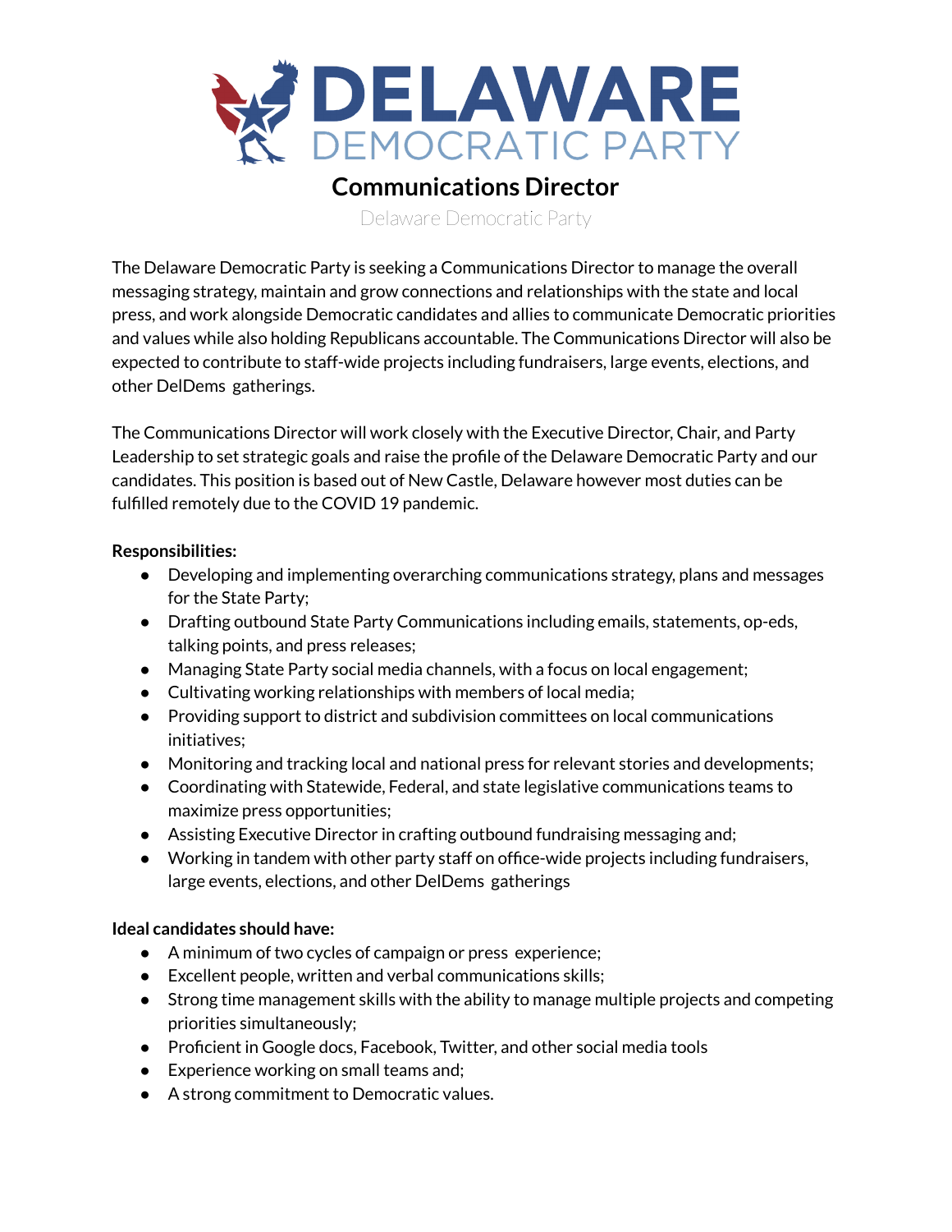# DELAWARE DEMOCRATIC PARTY

## Communications Director

Delaware Democratic Party

The Delaware Democratic Party is seeking a Communications Director to manage the overall messaging strategy, maintain and grow connections and relationships with the state and local press, and work alongside Democratic candidates and allies to communicate Democratic priorities and values while also holding Republicans accountable. The Communications Director will also be expected to contribute to staff-wide projects including fundraisers, large events, elections, and other DelDems gatherings.

The Communications Director will work closely with the Executive Director, Chair, and Party Leadership to set strategic goals and raise the profile of the Delaware Democratic Party and our candidates. This position is based out of New Castle, Delaware however most duties can be fulfilled remotely due to the COVID 19 pandemic.

**Responsibilities:**

- Developing and implementing overarching communications strategy, plans and messages for the State Party;
- Drafting outbound State Party Communications including emails, statements, op-eds, talking points, and press releases;
- Managing State Party social media channels, with a focus on local engagement;
- Cultivating working relationships with members of local media;
- Providing support to district and subdivision committees on local communications initiatives;
- Monitoring and tracking local and national press for relevant stories and developments;
- Coordinating with Statewide, Federal, and state legislative communications teams to maximize press opportunities;
- Assisting Executive Director in crafting outbound fundraising messaging and;
- Working in tandem with other party staff on office-wide projects including fundraisers, large events, elections, and other DelDems gatherings

**Ideal candidates should have:**

- A minimum of two cycles of campaign or press experience;
- Excellent people, written and verbal communications skills;
- Strong time management skills with the ability to manage multiple projects and competing priorities simultaneously;
- Proficient in Google docs, Facebook, Twitter, and other social media tools
- Experience working on small teams and;
- A strong commitment to Democratic values.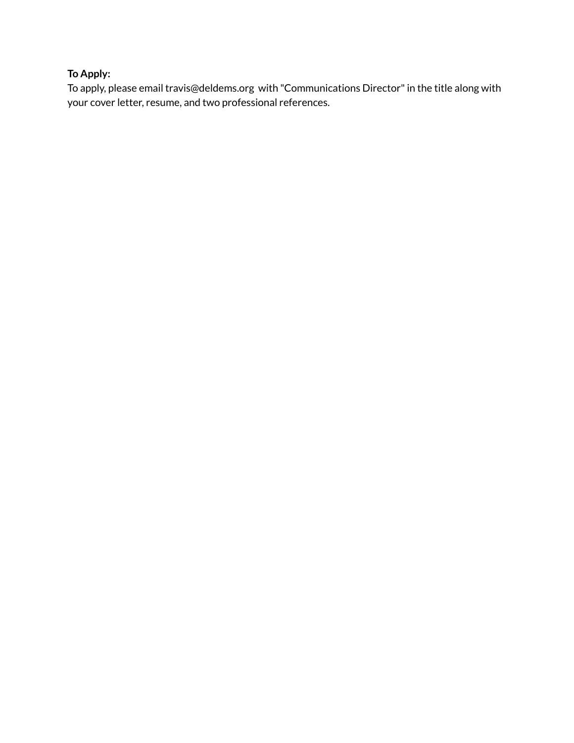**To Apply:**

To apply, please email travis@deldems.org with "Communications Director" in the title along with your cover letter, resume, and two professional references.